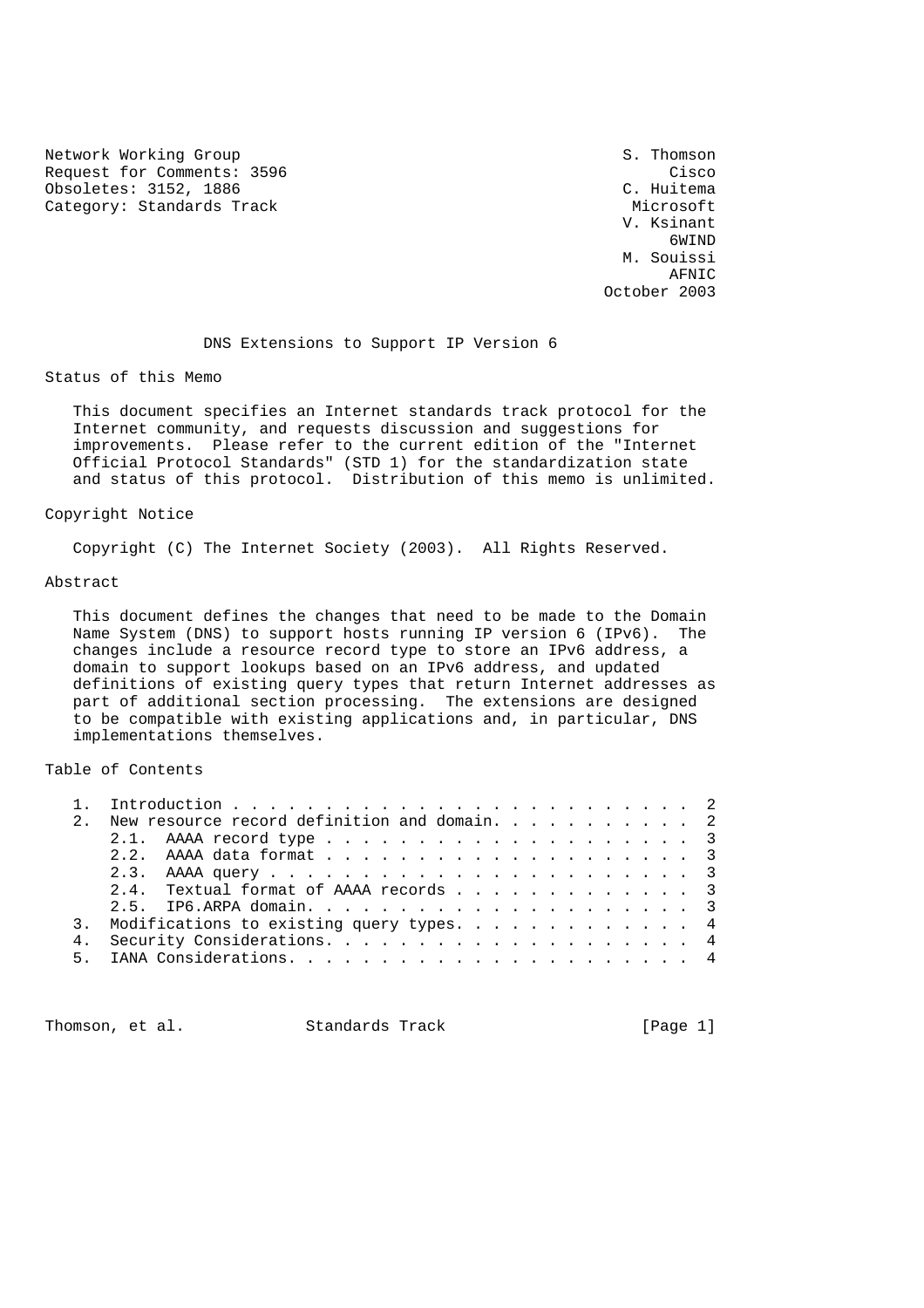Network Working Group S. Thomson
Request for Comments: 3596 Cisco
Obsoletes: 3152, 1886 C. Huitema
Category: Standards Track Microsoft
V. Ksinant
6WIND
M. Souissi
AFNIC
October 2003

# DNS Extensions to Support IP Version 6

## Status of this Memo

This document specifies an Internet standards track protocol for the Internet community, and requests discussion and suggestions for improvements. Please refer to the current edition of the "Internet Official Protocol Standards" (STD 1) for the standardization state and status of this protocol. Distribution of this memo is unlimited.

## Copyright Notice

Copyright (C) The Internet Society (2003). All Rights Reserved.

## Abstract

This document defines the changes that need to be made to the Domain Name System (DNS) to support hosts running IP version 6 (IPv6). The changes include a resource record type to store an IPv6 address, a domain to support lookups based on an IPv6 address, and updated definitions of existing query types that return Internet addresses as part of additional section processing. The extensions are designed to be compatible with existing applications and, in particular, DNS implementations themselves.

## Table of Contents

```
   1.  Introduction . . . . . . . . . . . . . . . . . . . . . . . . . 2
   2.  New resource record definition and domain. . . . . . . . . . . 2
       2.1.  AAAA record type . . . . . . . . . . . . . . . . . . . . 3
       2.2.  AAAA data format . . . . . . . . . . . . . . . . . . . . 3
       2.3.  AAAA query . . . . . . . . . . . . . . . . . . . . . . . 3
       2.4.  Textual format of AAAA records . . . . . . . . . . . . . 3
       2.5.  IP6.ARPA domain. . . . . . . . . . . . . . . . . . . . . 3
   3.  Modifications to existing query types. . . . . . . . . . . . . 4
   4.  Security Considerations. . . . . . . . . . . . . . . . . . . . 4
   5.  IANA Considerations. . . . . . . . . . . . . . . . . . . . . . 4
```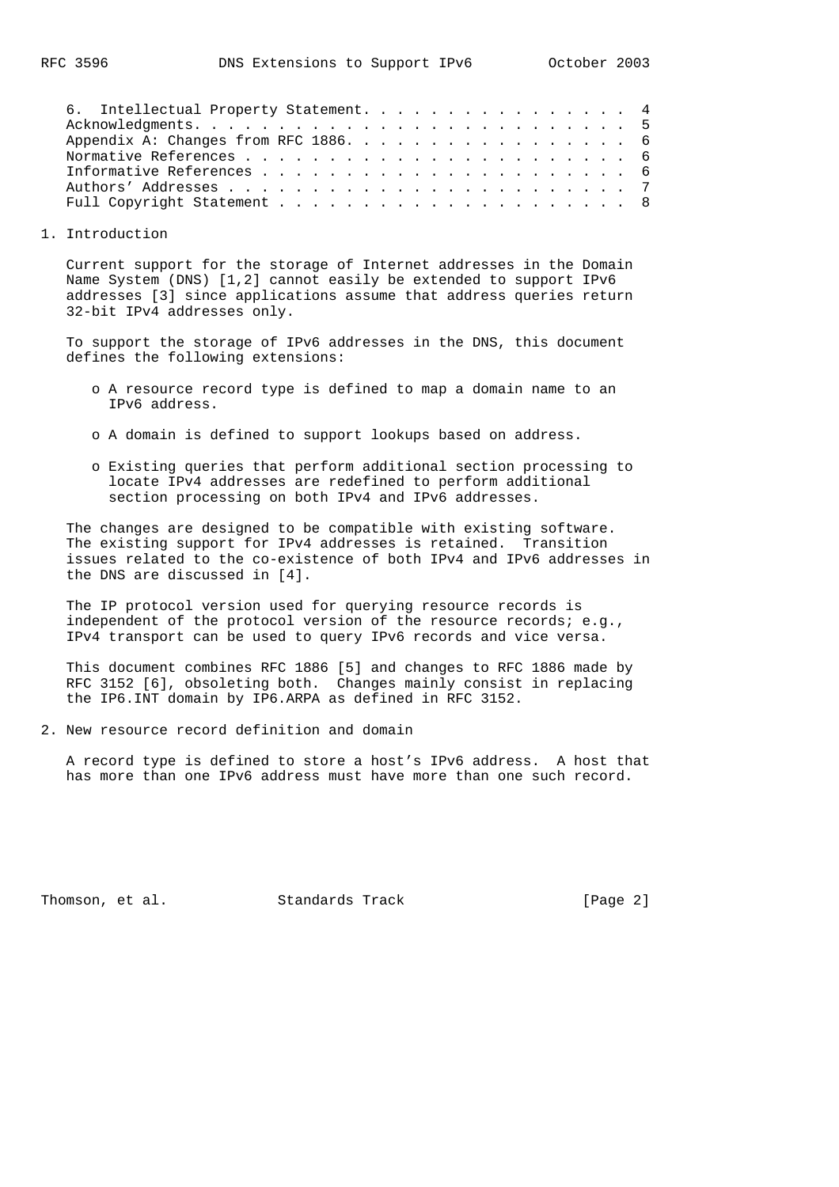6. Intellectual Property Statement. . . . . . . . . . . . . . . . 4
Acknowledgments. . . . . . . . . . . . . . . . . . . . . . . . . 5
Appendix A: Changes from RFC 1886. . . . . . . . . . . . . . . . 6
Normative References . . . . . . . . . . . . . . . . . . . . . . 6
Informative References . . . . . . . . . . . . . . . . . . . . . 6
Authors' Addresses . . . . . . . . . . . . . . . . . . . . . . . 7
Full Copyright Statement . . . . . . . . . . . . . . . . . . . . 8

## 1. Introduction

Current support for the storage of Internet addresses in the Domain Name System (DNS) [1,2] cannot easily be extended to support IPv6 addresses [3] since applications assume that address queries return 32-bit IPv4 addresses only.

To support the storage of IPv6 addresses in the DNS, this document defines the following extensions:

- A resource record type is defined to map a domain name to an IPv6 address.
- A domain is defined to support lookups based on address.
- Existing queries that perform additional section processing to locate IPv4 addresses are redefined to perform additional section processing on both IPv4 and IPv6 addresses.

The changes are designed to be compatible with existing software. The existing support for IPv4 addresses is retained. Transition issues related to the co-existence of both IPv4 and IPv6 addresses in the DNS are discussed in [4].

The IP protocol version used for querying resource records is independent of the protocol version of the resource records; e.g., IPv4 transport can be used to query IPv6 records and vice versa.

This document combines RFC 1886 [5] and changes to RFC 1886 made by RFC 3152 [6], obsoleting both. Changes mainly consist in replacing the IP6.INT domain by IP6.ARPA as defined in RFC 3152.

## 2. New resource record definition and domain

A record type is defined to store a host's IPv6 address. A host that has more than one IPv6 address must have more than one such record.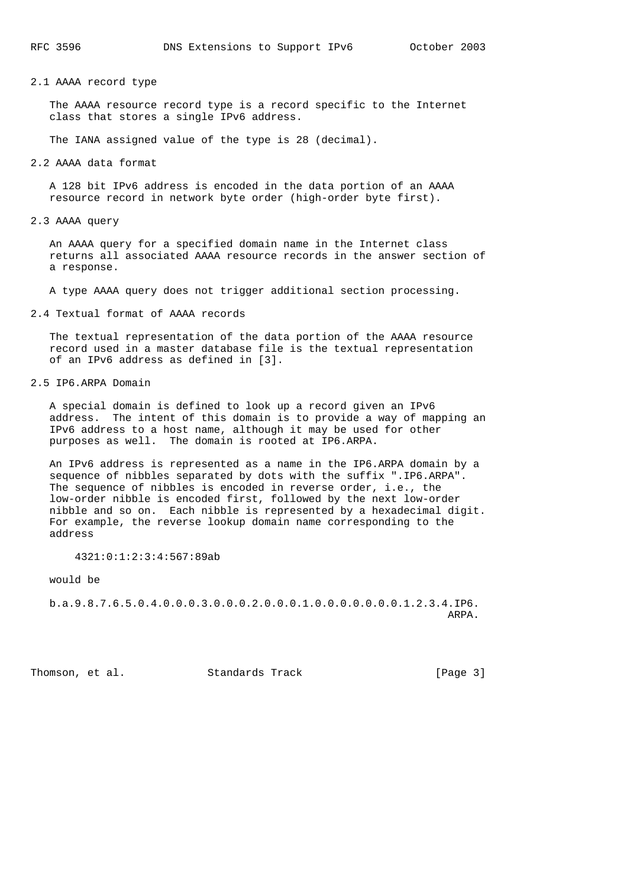### 2.1 AAAA record type

The AAAA resource record type is a record specific to the Internet class that stores a single IPv6 address.

The IANA assigned value of the type is 28 (decimal).

### 2.2 AAAA data format

A 128 bit IPv6 address is encoded in the data portion of an AAAA resource record in network byte order (high-order byte first).

### 2.3 AAAA query

An AAAA query for a specified domain name in the Internet class returns all associated AAAA resource records in the answer section of a response.

A type AAAA query does not trigger additional section processing.

### 2.4 Textual format of AAAA records

The textual representation of the data portion of the AAAA resource record used in a master database file is the textual representation of an IPv6 address as defined in [3].

### 2.5 IP6.ARPA Domain

A special domain is defined to look up a record given an IPv6 address. The intent of this domain is to provide a way of mapping an IPv6 address to a host name, although it may be used for other purposes as well. The domain is rooted at IP6.ARPA.

An IPv6 address is represented as a name in the IP6.ARPA domain by a sequence of nibbles separated by dots with the suffix ".IP6.ARPA". The sequence of nibbles is encoded in reverse order, i.e., the low-order nibble is encoded first, followed by the next low-order nibble and so on. Each nibble is represented by a hexadecimal digit. For example, the reverse lookup domain name corresponding to the address

```
    4321:0:1:2:3:4:567:89ab
```

would be

```
b.a.9.8.7.6.5.0.4.0.0.0.3.0.0.0.2.0.0.0.1.0.0.0.0.0.0.0.1.2.3.4.IP6.
                                                                ARPA.
```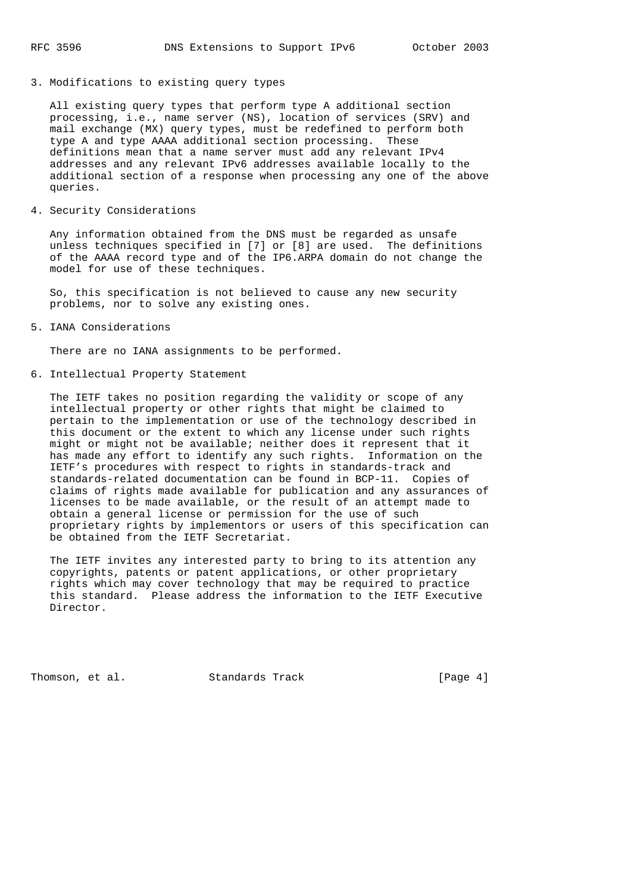## 3. Modifications to existing query types

All existing query types that perform type A additional section processing, i.e., name server (NS), location of services (SRV) and mail exchange (MX) query types, must be redefined to perform both type A and type AAAA additional section processing. These definitions mean that a name server must add any relevant IPv4 addresses and any relevant IPv6 addresses available locally to the additional section of a response when processing any one of the above queries.

## 4. Security Considerations

Any information obtained from the DNS must be regarded as unsafe unless techniques specified in [7] or [8] are used. The definitions of the AAAA record type and of the IP6.ARPA domain do not change the model for use of these techniques.

So, this specification is not believed to cause any new security problems, nor to solve any existing ones.

## 5. IANA Considerations

There are no IANA assignments to be performed.

## 6. Intellectual Property Statement

The IETF takes no position regarding the validity or scope of any intellectual property or other rights that might be claimed to pertain to the implementation or use of the technology described in this document or the extent to which any license under such rights might or might not be available; neither does it represent that it has made any effort to identify any such rights. Information on the IETF's procedures with respect to rights in standards-track and standards-related documentation can be found in BCP-11. Copies of claims of rights made available for publication and any assurances of licenses to be made available, or the result of an attempt made to obtain a general license or permission for the use of such proprietary rights by implementors or users of this specification can be obtained from the IETF Secretariat.

The IETF invites any interested party to bring to its attention any copyrights, patents or patent applications, or other proprietary rights which may cover technology that may be required to practice this standard. Please address the information to the IETF Executive Director.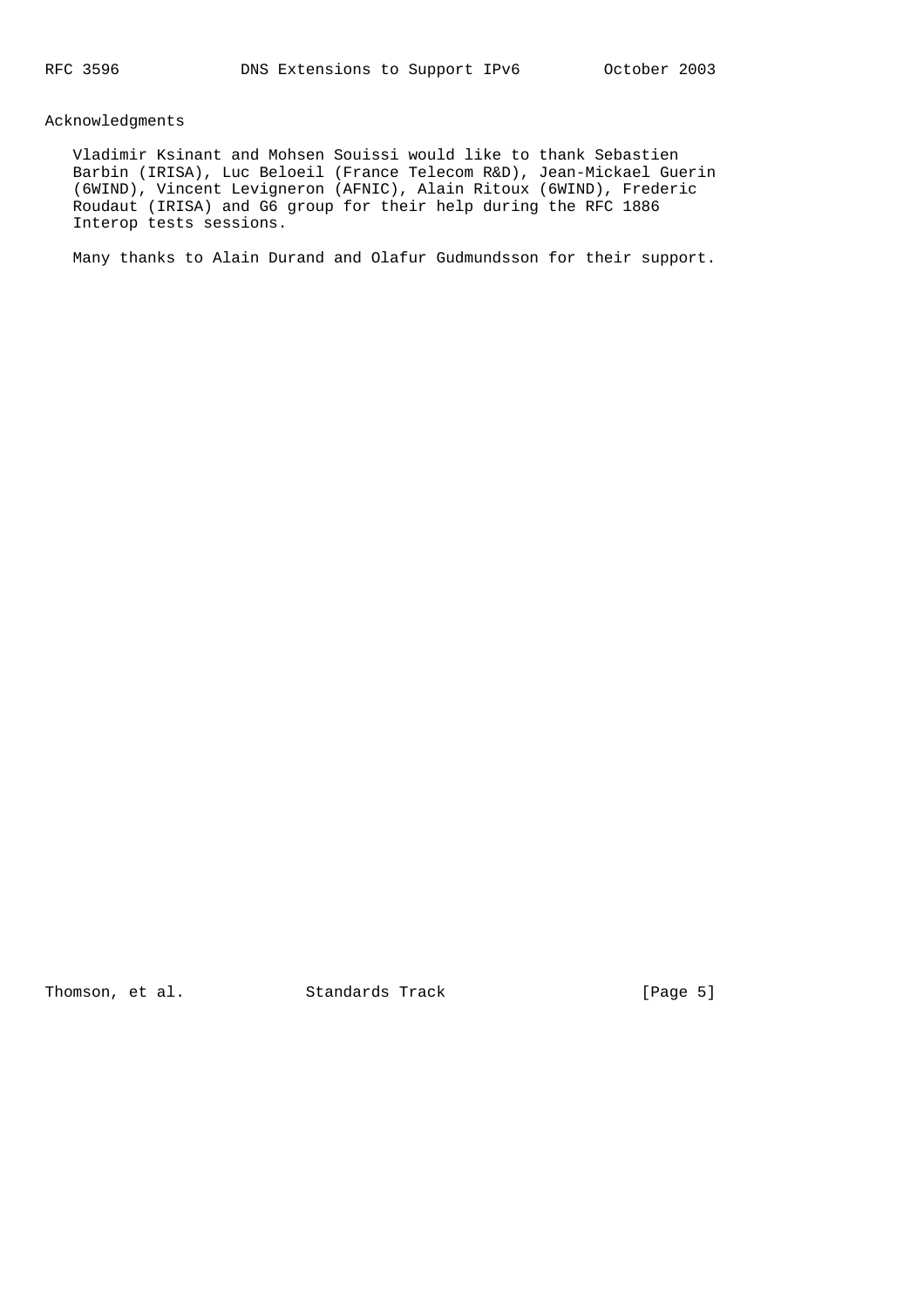## Acknowledgments

Vladimir Ksinant and Mohsen Souissi would like to thank Sebastien Barbin (IRISA), Luc Beloeil (France Telecom R&D), Jean-Mickael Guerin (6WIND), Vincent Levigneron (AFNIC), Alain Ritoux (6WIND), Frederic Roudaut (IRISA) and G6 group for their help during the RFC 1886 Interop tests sessions.

Many thanks to Alain Durand and Olafur Gudmundsson for their support.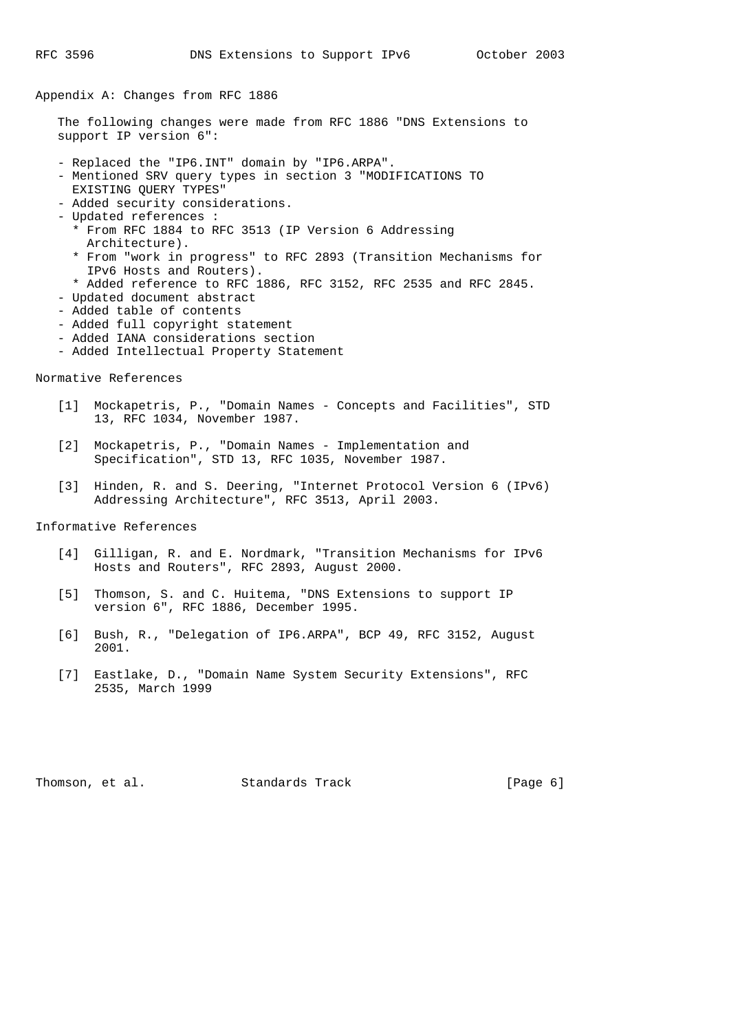## Appendix A: Changes from RFC 1886

The following changes were made from RFC 1886 "DNS Extensions to support IP version 6":

- Replaced the "IP6.INT" domain by "IP6.ARPA".
- Mentioned SRV query types in section 3 "MODIFICATIONS TO EXISTING QUERY TYPES"
- Added security considerations.
- Updated references :
  * From RFC 1884 to RFC 3513 (IP Version 6 Addressing Architecture).
  * From "work in progress" to RFC 2893 (Transition Mechanisms for IPv6 Hosts and Routers).
  * Added reference to RFC 1886, RFC 3152, RFC 2535 and RFC 2845.
- Updated document abstract
- Added table of contents
- Added full copyright statement
- Added IANA considerations section
- Added Intellectual Property Statement

## Normative References

[1] Mockapetris, P., "Domain Names - Concepts and Facilities", STD 13, RFC 1034, November 1987.

[2] Mockapetris, P., "Domain Names - Implementation and Specification", STD 13, RFC 1035, November 1987.

[3] Hinden, R. and S. Deering, "Internet Protocol Version 6 (IPv6) Addressing Architecture", RFC 3513, April 2003.

## Informative References

[4] Gilligan, R. and E. Nordmark, "Transition Mechanisms for IPv6 Hosts and Routers", RFC 2893, August 2000.

[5] Thomson, S. and C. Huitema, "DNS Extensions to support IP version 6", RFC 1886, December 1995.

[6] Bush, R., "Delegation of IP6.ARPA", BCP 49, RFC 3152, August 2001.

[7] Eastlake, D., "Domain Name System Security Extensions", RFC 2535, March 1999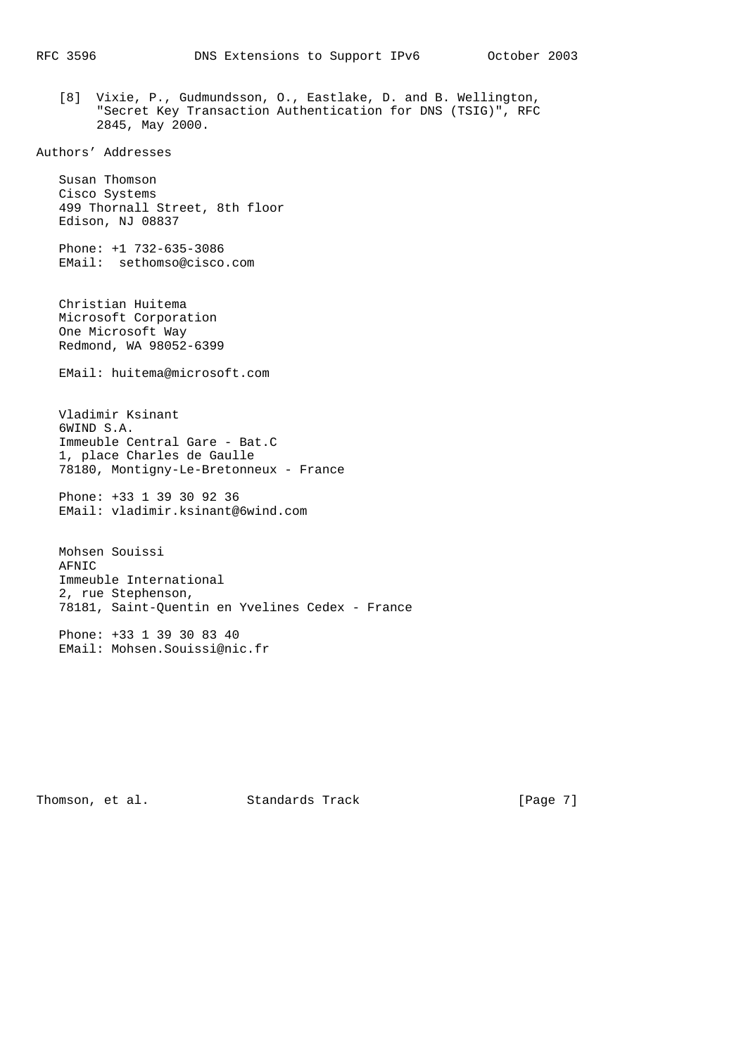[8] Vixie, P., Gudmundsson, O., Eastlake, D. and B. Wellington, "Secret Key Transaction Authentication for DNS (TSIG)", RFC 2845, May 2000.

## Authors' Addresses

Susan Thomson
Cisco Systems
499 Thornall Street, 8th floor
Edison, NJ 08837

Phone: +1 732-635-3086
EMail: sethomso@cisco.com

Christian Huitema
Microsoft Corporation
One Microsoft Way
Redmond, WA 98052-6399

EMail: huitema@microsoft.com

Vladimir Ksinant
6WIND S.A.
Immeuble Central Gare - Bat.C
1, place Charles de Gaulle
78180, Montigny-Le-Bretonneux - France

Phone: +33 1 39 30 92 36
EMail: vladimir.ksinant@6wind.com

Mohsen Souissi
AFNIC
Immeuble International
2, rue Stephenson,
78181, Saint-Quentin en Yvelines Cedex - France

Phone: +33 1 39 30 83 40
EMail: Mohsen.Souissi@nic.fr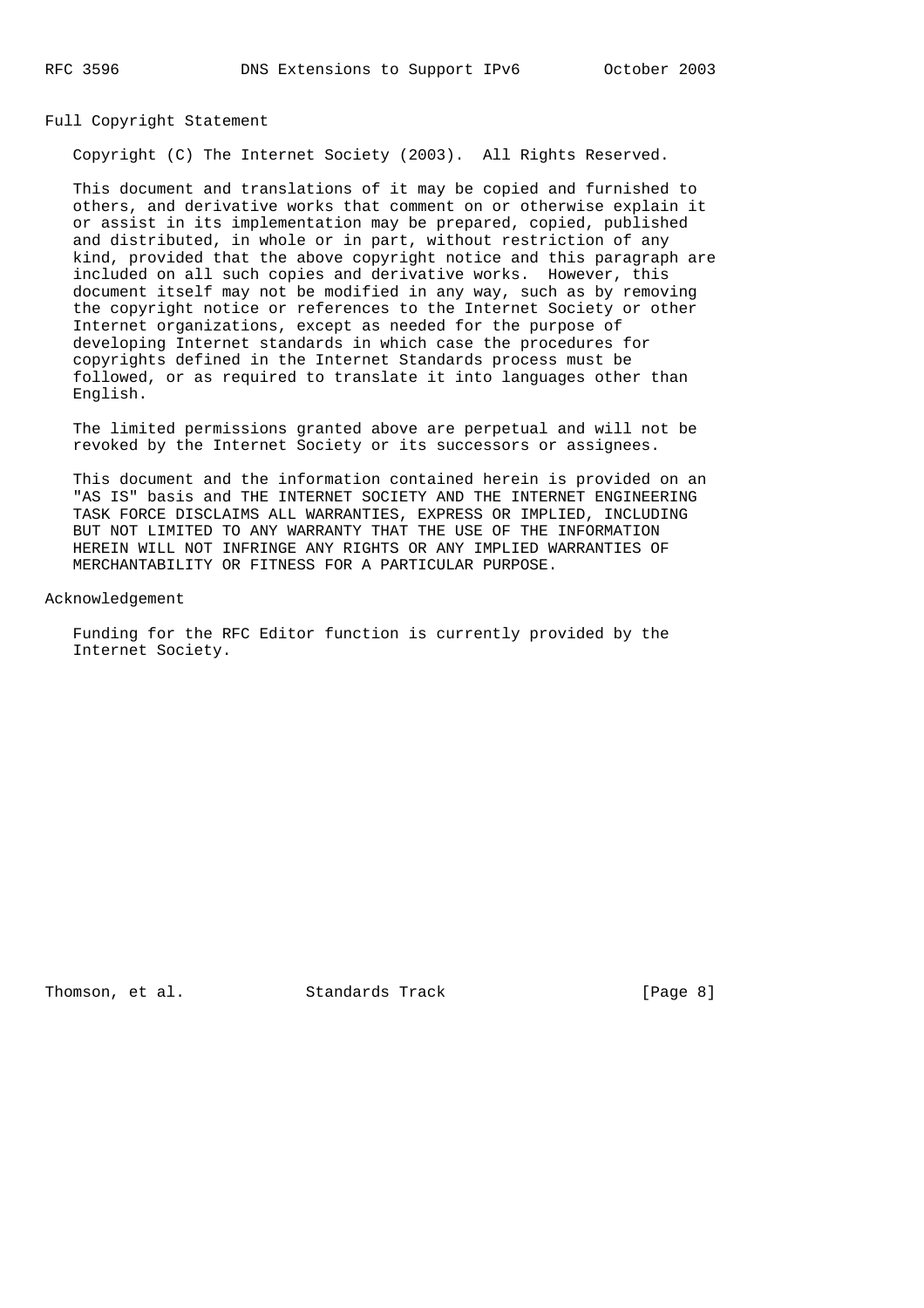## Full Copyright Statement

Copyright (C) The Internet Society (2003). All Rights Reserved.

This document and translations of it may be copied and furnished to others, and derivative works that comment on or otherwise explain it or assist in its implementation may be prepared, copied, published and distributed, in whole or in part, without restriction of any kind, provided that the above copyright notice and this paragraph are included on all such copies and derivative works. However, this document itself may not be modified in any way, such as by removing the copyright notice or references to the Internet Society or other Internet organizations, except as needed for the purpose of developing Internet standards in which case the procedures for copyrights defined in the Internet Standards process must be followed, or as required to translate it into languages other than English.

The limited permissions granted above are perpetual and will not be revoked by the Internet Society or its successors or assignees.

This document and the information contained herein is provided on an "AS IS" basis and THE INTERNET SOCIETY AND THE INTERNET ENGINEERING TASK FORCE DISCLAIMS ALL WARRANTIES, EXPRESS OR IMPLIED, INCLUDING BUT NOT LIMITED TO ANY WARRANTY THAT THE USE OF THE INFORMATION HEREIN WILL NOT INFRINGE ANY RIGHTS OR ANY IMPLIED WARRANTIES OF MERCHANTABILITY OR FITNESS FOR A PARTICULAR PURPOSE.

## Acknowledgement

Funding for the RFC Editor function is currently provided by the Internet Society.